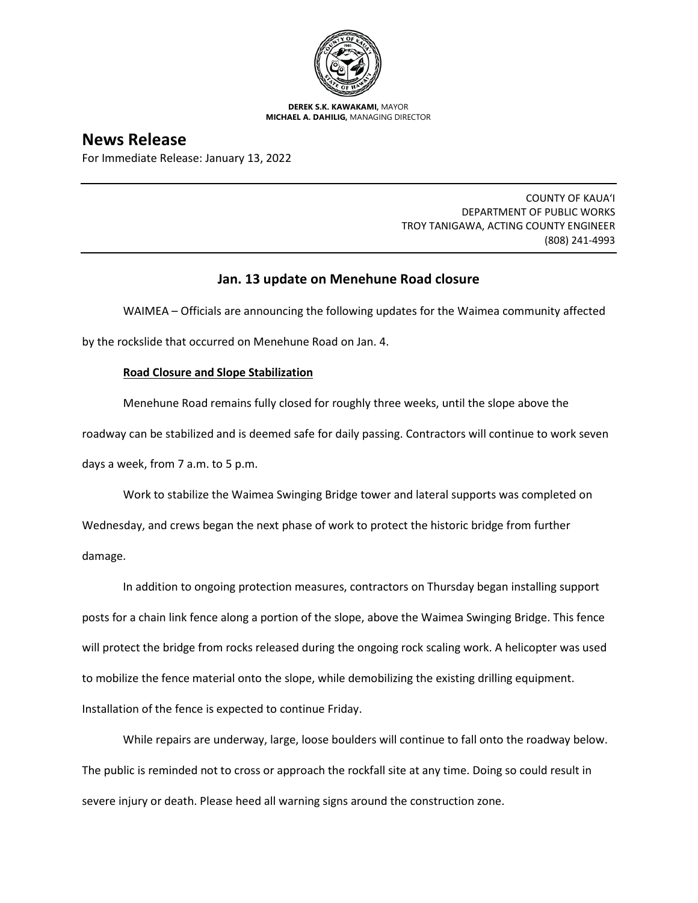**DEREK S.K. KAWAKAMI,** MAYOR
**MICHAEL A. DAHILIG,** MANAGING DIRECTOR

# News Release

For Immediate Release: January 13, 2022

COUNTY OF KAUAʻI
DEPARTMENT OF PUBLIC WORKS
TROY TANIGAWA, ACTING COUNTY ENGINEER
(808) 241-4993

## Jan. 13 update on Menehune Road closure

WAIMEA – Officials are announcing the following updates for the Waimea community affected by the rockslide that occurred on Menehune Road on Jan. 4.

**Road Closure and Slope Stabilization**

Menehune Road remains fully closed for roughly three weeks, until the slope above the roadway can be stabilized and is deemed safe for daily passing. Contractors will continue to work seven days a week, from 7 a.m. to 5 p.m.

Work to stabilize the Waimea Swinging Bridge tower and lateral supports was completed on Wednesday, and crews began the next phase of work to protect the historic bridge from further damage.

In addition to ongoing protection measures, contractors on Thursday began installing support posts for a chain link fence along a portion of the slope, above the Waimea Swinging Bridge. This fence will protect the bridge from rocks released during the ongoing rock scaling work. A helicopter was used to mobilize the fence material onto the slope, while demobilizing the existing drilling equipment. Installation of the fence is expected to continue Friday.

While repairs are underway, large, loose boulders will continue to fall onto the roadway below. The public is reminded not to cross or approach the rockfall site at any time. Doing so could result in severe injury or death. Please heed all warning signs around the construction zone.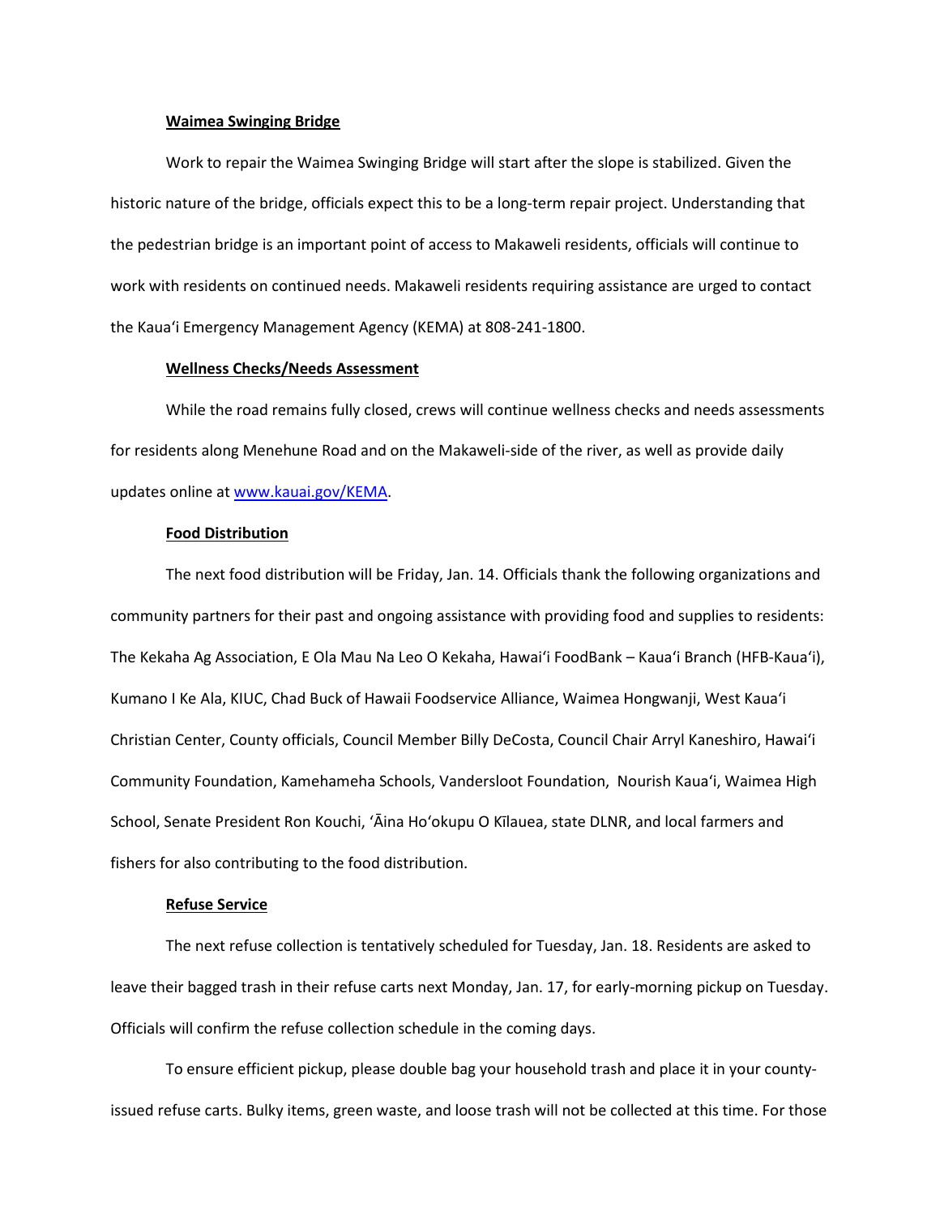**Waimea Swinging Bridge**

Work to repair the Waimea Swinging Bridge will start after the slope is stabilized. Given the historic nature of the bridge, officials expect this to be a long-term repair project. Understanding that the pedestrian bridge is an important point of access to Makaweli residents, officials will continue to work with residents on continued needs. Makaweli residents requiring assistance are urged to contact the Kauaʻi Emergency Management Agency (KEMA) at 808-241-1800.

**Wellness Checks/Needs Assessment**

While the road remains fully closed, crews will continue wellness checks and needs assessments for residents along Menehune Road and on the Makaweli-side of the river, as well as provide daily updates online at [www.kauai.gov/KEMA](www.kauai.gov/KEMA).

**Food Distribution**

The next food distribution will be Friday, Jan. 14. Officials thank the following organizations and community partners for their past and ongoing assistance with providing food and supplies to residents: The Kekaha Ag Association, E Ola Mau Na Leo O Kekaha, Hawaiʻi FoodBank – Kauaʻi Branch (HFB-Kauaʻi), Kumano I Ke Ala, KIUC, Chad Buck of Hawaii Foodservice Alliance, Waimea Hongwanji, West Kauaʻi Christian Center, County officials, Council Member Billy DeCosta, Council Chair Arryl Kaneshiro, Hawaiʻi Community Foundation, Kamehameha Schools, Vandersloot Foundation, Nourish Kauaʻi, Waimea High School, Senate President Ron Kouchi, ʻĀina Hoʻokupu O Kīlauea, state DLNR, and local farmers and fishers for also contributing to the food distribution.

**Refuse Service**

The next refuse collection is tentatively scheduled for Tuesday, Jan. 18. Residents are asked to leave their bagged trash in their refuse carts next Monday, Jan. 17, for early-morning pickup on Tuesday. Officials will confirm the refuse collection schedule in the coming days.

To ensure efficient pickup, please double bag your household trash and place it in your county-issued refuse carts. Bulky items, green waste, and loose trash will not be collected at this time. For those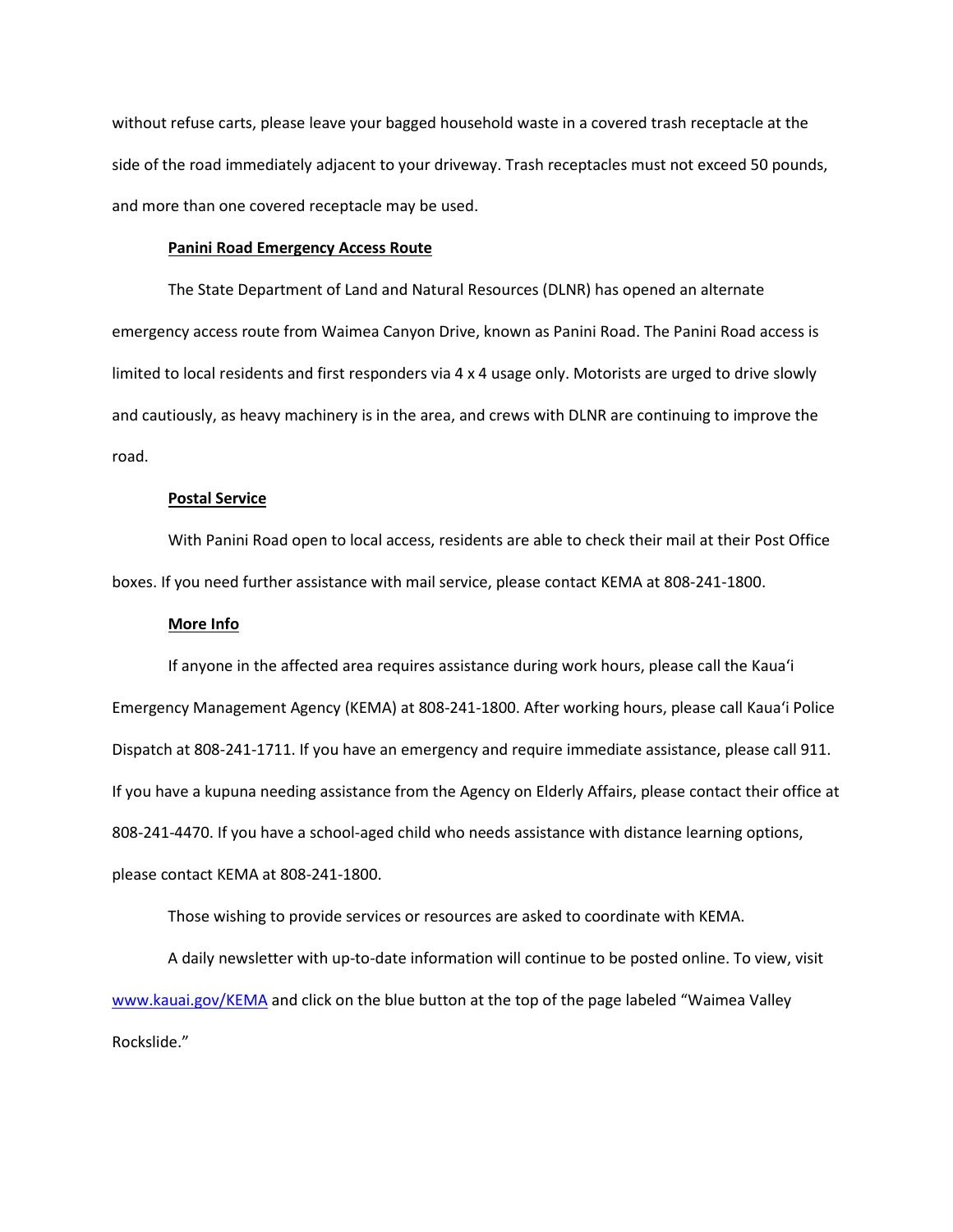without refuse carts, please leave your bagged household waste in a covered trash receptacle at the side of the road immediately adjacent to your driveway. Trash receptacles must not exceed 50 pounds, and more than one covered receptacle may be used.

**Panini Road Emergency Access Route**

The State Department of Land and Natural Resources (DLNR) has opened an alternate emergency access route from Waimea Canyon Drive, known as Panini Road. The Panini Road access is limited to local residents and first responders via 4 x 4 usage only. Motorists are urged to drive slowly and cautiously, as heavy machinery is in the area, and crews with DLNR are continuing to improve the road.

**Postal Service**

With Panini Road open to local access, residents are able to check their mail at their Post Office boxes. If you need further assistance with mail service, please contact KEMA at 808-241-1800.

**More Info**

If anyone in the affected area requires assistance during work hours, please call the Kaua'i Emergency Management Agency (KEMA) at 808-241-1800. After working hours, please call Kaua'i Police Dispatch at 808-241-1711. If you have an emergency and require immediate assistance, please call 911. If you have a kupuna needing assistance from the Agency on Elderly Affairs, please contact their office at 808-241-4470. If you have a school-aged child who needs assistance with distance learning options, please contact KEMA at 808-241-1800.

Those wishing to provide services or resources are asked to coordinate with KEMA.

A daily newsletter with up-to-date information will continue to be posted online. To view, visit [www.kauai.gov/KEMA](www.kauai.gov/KEMA) and click on the blue button at the top of the page labeled "Waimea Valley Rockslide."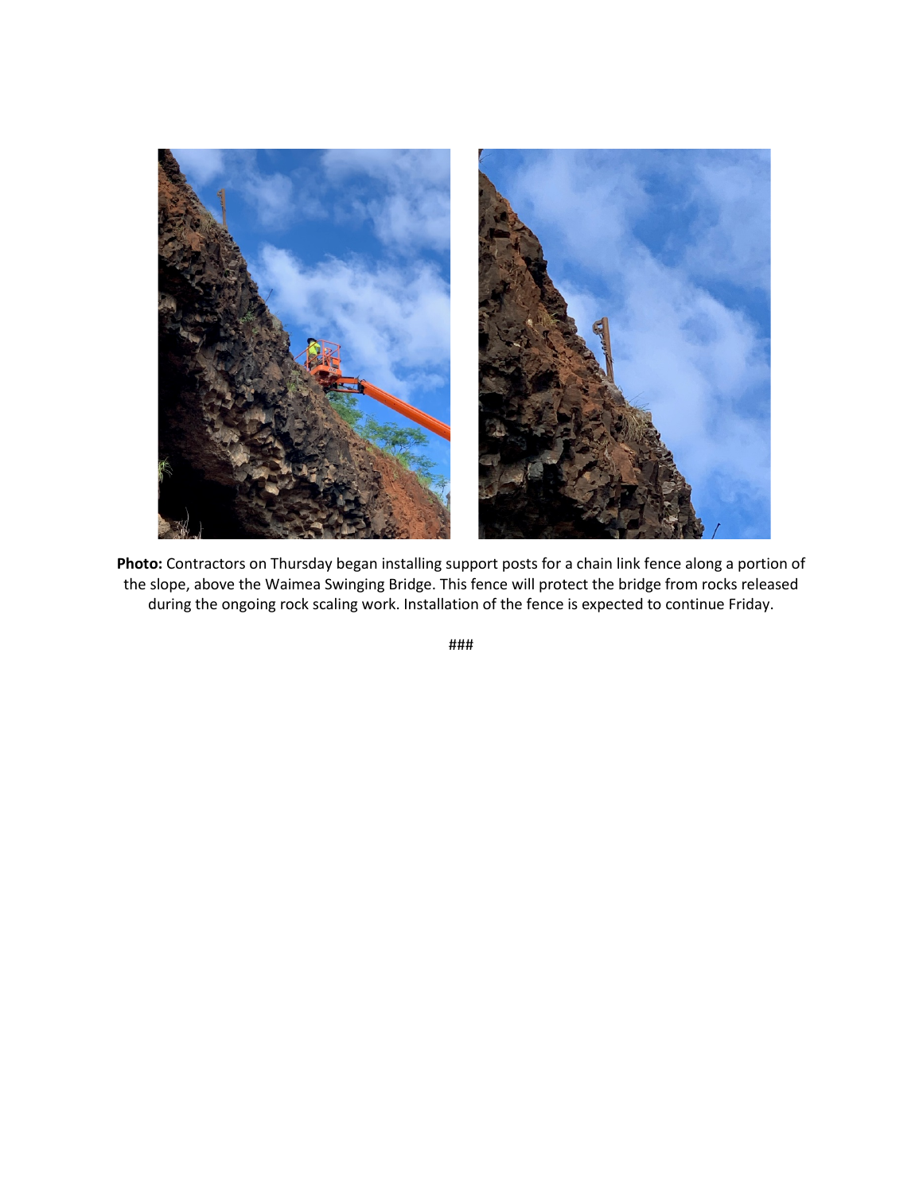**Photo:** Contractors on Thursday began installing support posts for a chain link fence along a portion of the slope, above the Waimea Swinging Bridge. This fence will protect the bridge from rocks released during the ongoing rock scaling work. Installation of the fence is expected to continue Friday.

###